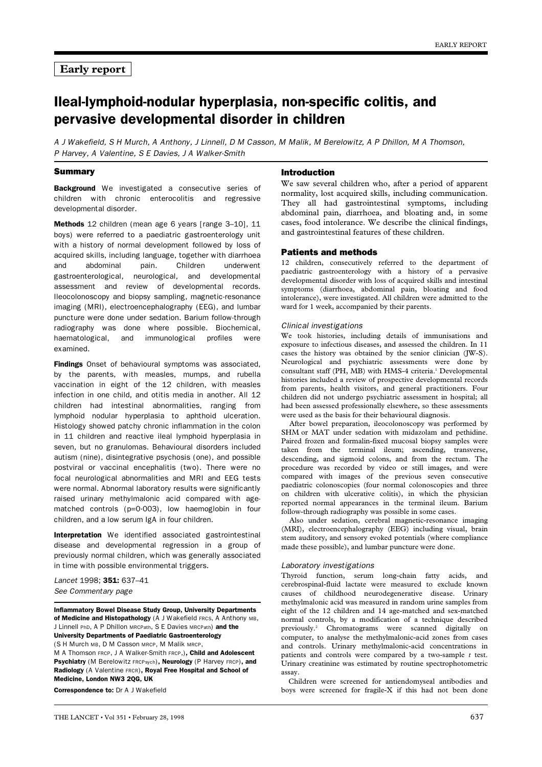**Early report**

# Ileal-lymphoid-nodular hyperplasia, non-specific colitis, and pervasive developmental disorder in children

*A J Wakefield, S H Murch, A Anthony, J Linnell, D M Casson, M Malik, M Berelowitz, A P Dhillon, M A Thomson, P Harvey, A Valentine, S E Davies, J A Walker-Smith*

## Summary

**Background** We investigated a consecutive series of children with chronic enterocolitis and regressive developmental disorder.

**Methods** 12 children (mean age 6 years [range 3–10], 11 boys) were referred to a paediatric gastroenterology unit with a history of normal development followed by loss of acquired skills, including language, together with diarrhoea and abdominal pain. Children underwent gastroenterological, neurological, and developmental assessment and review of developmental records. Ileocolonoscopy and biopsy sampling, magnetic-resonance imaging (MRI), electroencephalography (EEG), and lumbar puncture were done under sedation. Barium follow-through radiography was done where possible. Biochemical, haematological, and immunological profiles were examined.

**Findings** Onset of behavioural symptoms was associated, by the parents, with measles, mumps, and rubella vaccination in eight of the 12 children, with measles infection in one child, and otitis media in another. All 12 children had intestinal abnormalities, ranging from lymphoid nodular hyperplasia to aphthoid ulceration. Histology showed patchy chronic inflammation in the colon in 11 children and reactive ileal lymphoid hyperplasia in seven, but no granulomas. Behavioural disorders included autism (nine), disintegrative psychosis (one), and possible postviral or vaccinal encephalitis (two). There were no focal neurological abnormalities and MRI and EEG tests were normal. Abnormal laboratory results were significantly raised urinary methylmalonic acid compared with age-matched controls ($p=0{\cdot}003$), low haemoglobin in four children, and a low serum IgA in four children.

**Interpretation** We identified associated gastrointestinal disease and developmental regression in a group of previously normal children, which was generally associated in time with possible environmental triggers.

*Lancet* 1998; **351:** 637–41
*See Commentary page*

**Inflammatory Bowel Disease Study Group, University Departments of Medicine and Histopathology** (A J Wakefield FRCS, A Anthony MB, J Linnell PhD, A P Dhillon MRCPath, S E Davies MRCPath) **and the University Departments of Paediatric Gastroenterology** (S H Murch MB, D M Casson MRCP, M Malik MRCP, M A Thomson FRCP, J A Walker-Smith FRCP,), **Child and Adolescent Psychiatry** (M Berelowitz FRCPsych), **Neurology** (P Harvey FRCP), **and Radiology** (A Valentine FRCR), **Royal Free Hospital and School of Medicine, London NW3 2QG, UK**

**Correspondence to:** Dr A J Wakefield

## Introduction

We saw several children who, after a period of apparent normality, lost acquired skills, including communication. They all had gastrointestinal symptoms, including abdominal pain, diarrhoea, and bloating and, in some cases, food intolerance. We describe the clinical findings, and gastrointestinal features of these children.

## Patients and methods

12 children, consecutively referred to the department of paediatric gastroenterology with a history of a pervasive developmental disorder with loss of acquired skills and intestinal symptoms (diarrhoea, abdominal pain, bloating and food intolerance), were investigated. All children were admitted to the ward for 1 week, accompanied by their parents.

### *Clinical investigations*

We took histories, including details of immunisations and exposure to infectious diseases, and assessed the children. In 11 cases the history was obtained by the senior clinician (JW-S). Neurological and psychiatric assessments were done by consultant staff (PH, MB) with HMS-4 criteria.[1] Developmental histories included a review of prospective developmental records from parents, health visitors, and general practitioners. Four children did not undergo psychiatric assessment in hospital; all had been assessed professionally elsewhere, so these assessments were used as the basis for their behavioural diagnosis.

After bowel preparation, ileocolonoscopy was performed by SHM or MAT under sedation with midazolam and pethidine. Paired frozen and formalin-fixed mucosal biopsy samples were taken from the terminal ileum; ascending, transverse, descending, and sigmoid colons, and from the rectum. The procedure was recorded by video or still images, and were compared with images of the previous seven consecutive paediatric colonoscopies (four normal colonoscopies and three on children with ulcerative colitis), in which the physician reported normal appearances in the terminal ileum. Barium follow-through radiography was possible in some cases.

Also under sedation, cerebral magnetic-resonance imaging (MRI), electroencephalography (EEG) including visual, brain stem auditory, and sensory evoked potentials (where compliance made these possible), and lumbar puncture were done.

### *Laboratory investigations*

Thyroid function, serum long-chain fatty acids, and cerebrospinal-fluid lactate were measured to exclude known causes of childhood neurodegenerative disease. Urinary methylmalonic acid was measured in random urine samples from eight of the 12 children and 14 age-matched and sex-matched normal controls, by a modification of a technique described previously.[2] Chromatograms were scanned digitally on computer, to analyse the methylmalonic-acid zones from cases and controls. Urinary methylmalonic-acid concentrations in patients and controls were compared by a two-sample $t$ test. Urinary creatinine was estimated by routine spectrophotometric assay.

Children were screened for antiendomyseal antibodies and boys were screened for fragile-X if this had not been done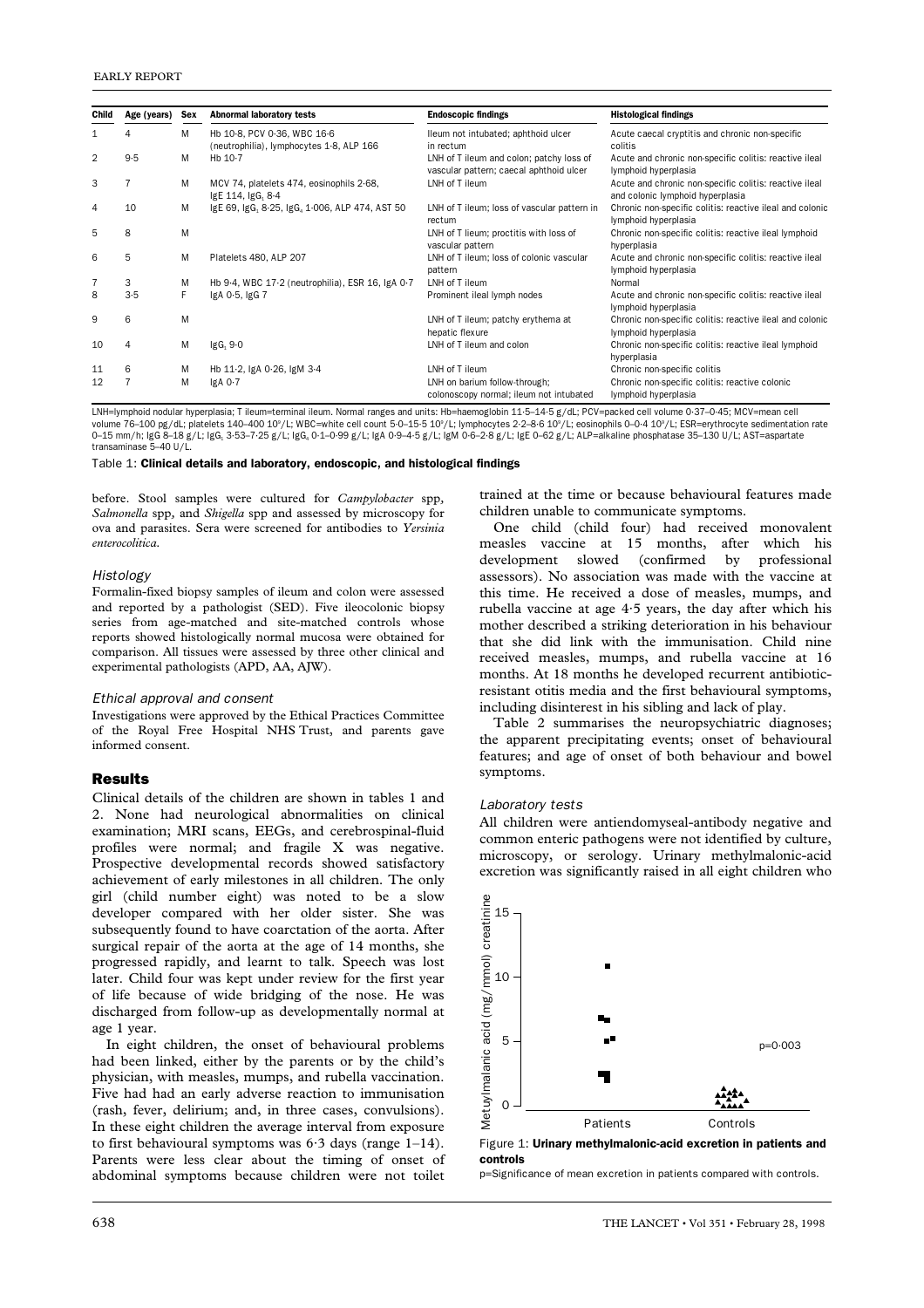| Child | Age (years) | Sex | Abnormal laboratory tests | Endoscopic findings | Histological findings |
|---|---|---|---|---|---|
| 1 | 4 | M | Hb 10·8, PCV 0·36, WBC 16·6 (neutrophilia), lymphocytes 1·8, ALP 166 | Ileum not intubated; aphthoid ulcer in rectum | Acute caecal cryptitis and chronic non-specific colitis |
| 2 | 9·5 | M | Hb 10·7 | LNH of T ileum and colon; patchy loss of vascular pattern; caecal aphthoid ulcer | Acute and chronic non-specific colitis: reactive ileal lymphoid hyperplasia |
| 3 | 7 | M | MCV 74, platelets 474, eosinophils 2·68, IgE 114, $IgG_1$ 8·4 | LNH of T ileum | Acute and chronic non-specific colitis: reactive ileal and colonic lymphoid hyperplasia |
| 4 | 10 | M | IgE 69, $IgG_1$ 8·25, $IgG_4$ 1·006, ALP 474, AST 50 | LNH of T ileum; loss of vascular pattern in rectum | Chronic non-specific colitis: reactive ileal and colonic lymphoid hyperplasia |
| 5 | 8 | M | | LNH of T lieum; proctitis with loss of vascular pattern | Chronic non-specific colitis: reactive ileal lymphoid hyperplasia |
| 6 | 5 | M | Platelets 480, ALP 207 | LNH of T ileum; loss of colonic vascular pattern | Acute and chronic non-specific colitis: reactive ileal lymphoid hyperplasia |
| 7 | 3 | M | Hb 9·4, WBC 17·2 (neutrophilia), ESR 16, IgA 0·7 | LNH of T ileum | Normal |
| 8 | 3·5 | F | IgA 0·5, IgG 7 | Prominent ileal lymph nodes | Acute and chronic non-specific colitis: reactive ileal lymphoid hyperplasia |
| 9 | 6 | M | | LNH of T ileum; patchy erythema at hepatic flexure | Chronic non-specific colitis: reactive ileal and colonic lymphoid hyperplasia |
| 10 | 4 | M | $IgG_1$ 9·0 | LNH of T ileum and colon | Chronic non-specific colitis: reactive ileal lymphoid hyperplasia |
| 11 | 6 | M | Hb 11·2, IgA 0·26, IgM 3·4 | LNH of T ileum | Chronic non-specific colitis |
| 12 | 7 | M | IgA 0·7 | LNH on barium follow-through; colonoscopy normal; ileum not intubated | Chronic non-specific colitis: reactive colonic lymphoid hyperplasia |

LNH=lymphoid nodular hyperplasia; T ileum=terminal ileum. Normal ranges and units: Hb=haemoglobin 11·5–14·5 g/dL; PCV=packed cell volume 0·37–0·45; MCV=mean cell volume 76–100 pg/dL; platelets 140–400 $10^9$/L; WBC=white cell count 5·0–15·5 $10^9$/L; lymphocytes 2·2–8·6 $10^9$/L; eosinophils 0–0·4 $10^9$/L; ESR=erythrocyte sedimentation rate 0–15 mm/h; IgG 8–18 g/L; $IgG_1$ 3·53–7·25 g/L; $IgG_4$ 0·1–0·99 g/L; IgA 0·9–4·5 g/L; IgM 0·6–2·8 g/L; IgE 0–62 g/L; ALP=alkaline phosphatase 35–130 U/L; AST=aspartate transaminase 5–40 U/L.

Table 1: **Clinical details and laboratory, endoscopic, and histological findings**

before. Stool samples were cultured for *Campylobacter* spp, *Salmonella* spp, and *Shigella* spp and assessed by microscopy for ova and parasites. Sera were screened for antibodies to *Yersinia enterocolitica.*

### *Histology*

Formalin-fixed biopsy samples of ileum and colon were assessed and reported by a pathologist (SED). Five ileocolonic biopsy series from age-matched and site-matched controls whose reports showed histologically normal mucosa were obtained for comparison. All tissues were assessed by three other clinical and experimental pathologists (APD, AA, AJW).

### *Ethical approval and consent*

Investigations were approved by the Ethical Practices Committee of the Royal Free Hospital NHS Trust, and parents gave informed consent.

## Results

Clinical details of the children are shown in tables 1 and 2. None had neurological abnormalities on clinical examination; MRI scans, EEGs, and cerebrospinal-fluid profiles were normal; and fragile X was negative. Prospective developmental records showed satisfactory achievement of early milestones in all children. The only girl (child number eight) was noted to be a slow developer compared with her older sister. She was subsequently found to have coarctation of the aorta. After surgical repair of the aorta at the age of 14 months, she progressed rapidly, and learnt to talk. Speech was lost later. Child four was kept under review for the first year of life because of wide bridging of the nose. He was discharged from follow-up as developmentally normal at age 1 year.

In eight children, the onset of behavioural problems had been linked, either by the parents or by the child's physician, with measles, mumps, and rubella vaccination. Five had had an early adverse reaction to immunisation (rash, fever, delirium; and, in three cases, convulsions). In these eight children the average interval from exposure to first behavioural symptoms was 6·3 days (range 1–14). Parents were less clear about the timing of onset of abdominal symptoms because children were not toilet trained at the time or because behavioural features made children unable to communicate symptoms.

One child (child four) had received monovalent measles vaccine at 15 months, after which his development slowed (confirmed by professional assessors). No association was made with the vaccine at this time. He received a dose of measles, mumps, and rubella vaccine at age 4·5 years, the day after which his mother described a striking deterioration in his behaviour that she did link with the immunisation. Child nine received measles, mumps, and rubella vaccine at 16 months. At 18 months he developed recurrent antibiotic-resistant otitis media and the first behavioural symptoms, including disinterest in his sibling and lack of play.

Table 2 summarises the neuropsychiatric diagnoses; the apparent precipitating events; onset of behavioural features; and age of onset of both behaviour and bowel symptoms.

### *Laboratory tests*

All children were antiendomyseal-antibody negative and common enteric pathogens were not identified by culture, microscopy, or serology. Urinary methylmalonic-acid excretion was significantly raised in all eight children who

Figure 1: **Urinary methylmalonic-acid excretion in patients and controls**

p=Significance of mean excretion in patients compared with controls.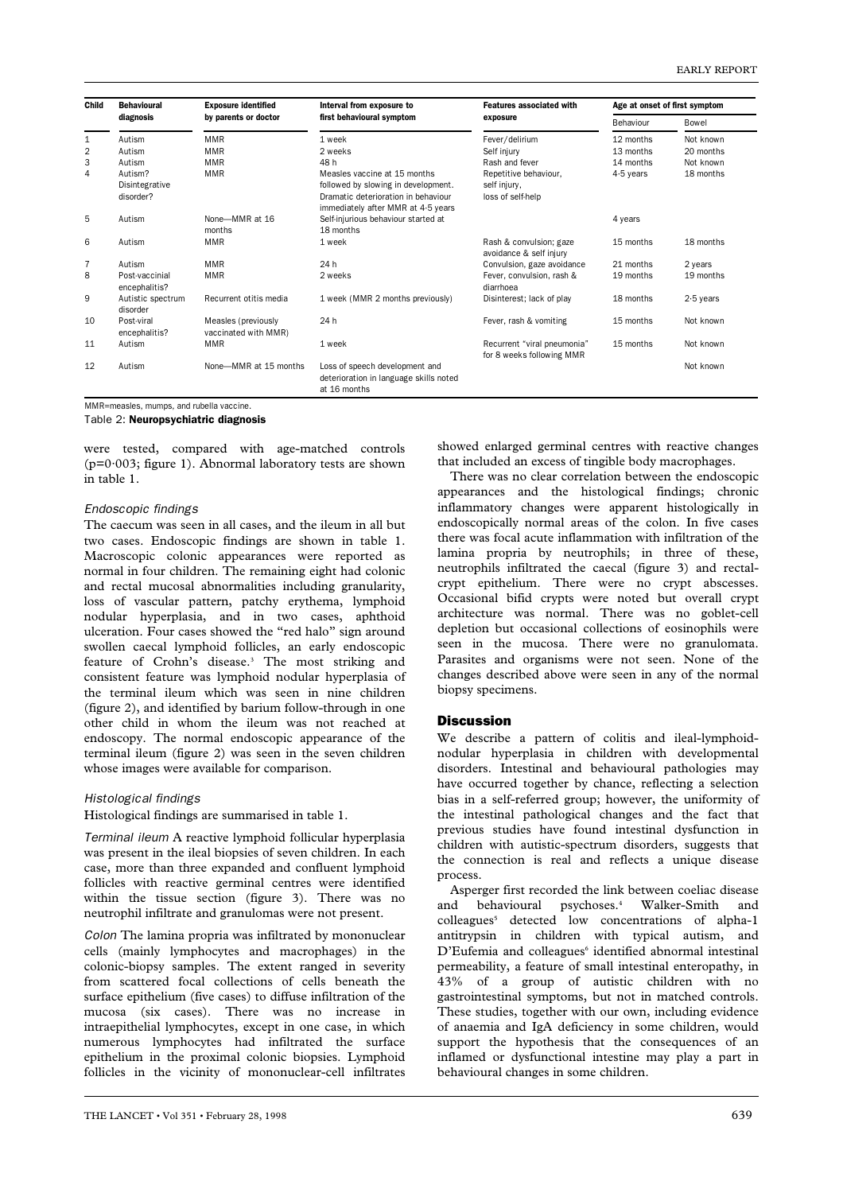| Child | Behavioural diagnosis | Exposure identified by parents or doctor | Interval from exposure to first behavioural symptom | Features associated with exposure | Age at onset of first symptom | |
|---|---|---|---|---|---|---|
| | | | | | Behaviour | Bowel |
| 1 | Autism | MMR | 1 week | Fever/delirium | 12 months | Not known |
| 2 | Autism | MMR | 2 weeks | Self injury | 13 months | 20 months |
| 3 | Autism | MMR | 48 h | Rash and fever | 14 months | Not known |
| 4 | Autism? Disintegrative disorder? | MMR | Measles vaccine at 15 months followed by slowing in development. Dramatic deterioration in behaviour immediately after MMR at 4·5 years | Repetitive behaviour, self injury, loss of self-help | 4·5 years | 18 months |
| 5 | Autism | None—MMR at 16 months | Self-injurious behaviour started at 18 months | | 4 years | |
| 6 | Autism | MMR | 1 week | Rash & convulsion; gaze avoidance & self injury | 15 months | 18 months |
| 7 | Autism | MMR | 24 h | Convulsion, gaze avoidance | 21 months | 2 years |
| 8 | Post-vaccinial encephalitis? | MMR | 2 weeks | Fever, convulsion, rash & diarrhoea | 19 months | 19 months |
| 9 | Autistic spectrum disorder | Recurrent otitis media | 1 week (MMR 2 months previously) | Disinterest; lack of play | 18 months | 2·5 years |
| 10 | Post-viral encephalitis? | Measles (previously vaccinated with MMR) | 24 h | Fever, rash & vomiting | 15 months | Not known |
| 11 | Autism | MMR | 1 week | Recurrent "viral pneumonia" for 8 weeks following MMR | 15 months | Not known |
| 12 | Autism | None—MMR at 15 months | Loss of speech development and deterioration in language skills noted at 16 months | | | Not known |

MMR=measles, mumps, and rubella vaccine.

Table 2: **Neuropsychiatric diagnosis**

were tested, compared with age-matched controls (p=0·003; figure 1). Abnormal laboratory tests are shown in table 1.

*Endoscopic findings*

The caecum was seen in all cases, and the ileum in all but two cases. Endoscopic findings are shown in table 1. Macroscopic colonic appearances were reported as normal in four children. The remaining eight had colonic and rectal mucosal abnormalities including granularity, loss of vascular pattern, patchy erythema, lymphoid nodular hyperplasia, and in two cases, aphthoid ulceration. Four cases showed the "red halo" sign around swollen caecal lymphoid follicles, an early endoscopic feature of Crohn's disease.[3] The most striking and consistent feature was lymphoid nodular hyperplasia of the terminal ileum which was seen in nine children (figure 2), and identified by barium follow-through in one other child in whom the ileum was not reached at endoscopy. The normal endoscopic appearance of the terminal ileum (figure 2) was seen in the seven children whose images were available for comparison.

*Histological findings*

Histological findings are summarised in table 1.

*Terminal ileum* A reactive lymphoid follicular hyperplasia was present in the ileal biopsies of seven children. In each case, more than three expanded and confluent lymphoid follicles with reactive germinal centres were identified within the tissue section (figure 3). There was no neutrophil infiltrate and granulomas were not present.

*Colon* The lamina propria was infiltrated by mononuclear cells (mainly lymphocytes and macrophages) in the colonic-biopsy samples. The extent ranged in severity from scattered focal collections of cells beneath the surface epithelium (five cases) to diffuse infiltration of the mucosa (six cases). There was no increase in intraepithelial lymphocytes, except in one case, in which numerous lymphocytes had infiltrated the surface epithelium in the proximal colonic biopsies. Lymphoid follicles in the vicinity of mononuclear-cell infiltrates showed enlarged germinal centres with reactive changes that included an excess of tingible body macrophages.

There was no clear correlation between the endoscopic appearances and the histological findings; chronic inflammatory changes were apparent histologically in endoscopically normal areas of the colon. In five cases there was focal acute inflammation with infiltration of the lamina propria by neutrophils; in three of these, neutrophils infiltrated the caecal (figure 3) and rectal-crypt epithelium. There were no crypt abscesses. Occasional bifid crypts were noted but overall crypt architecture was normal. There was no goblet-cell depletion but occasional collections of eosinophils were seen in the mucosa. There were no granulomata. Parasites and organisms were not seen. None of the changes described above were seen in any of the normal biopsy specimens.

## Discussion

We describe a pattern of colitis and ileal-lymphoid-nodular hyperplasia in children with developmental disorders. Intestinal and behavioural pathologies may have occurred together by chance, reflecting a selection bias in a self-referred group; however, the uniformity of the intestinal pathological changes and the fact that previous studies have found intestinal dysfunction in children with autistic-spectrum disorders, suggests that the connection is real and reflects a unique disease process.

Asperger first recorded the link between coeliac disease and behavioural psychoses.[4] Walker-Smith and colleagues[5] detected low concentrations of alpha-1 antitrypsin in children with typical autism, and D'Eufemia and colleagues[6] identified abnormal intestinal permeability, a feature of small intestinal enteropathy, in 43% of a group of autistic children with no gastrointestinal symptoms, but not in matched controls. These studies, together with our own, including evidence of anaemia and IgA deficiency in some children, would support the hypothesis that the consequences of an inflamed or dysfunctional intestine may play a part in behavioural changes in some children.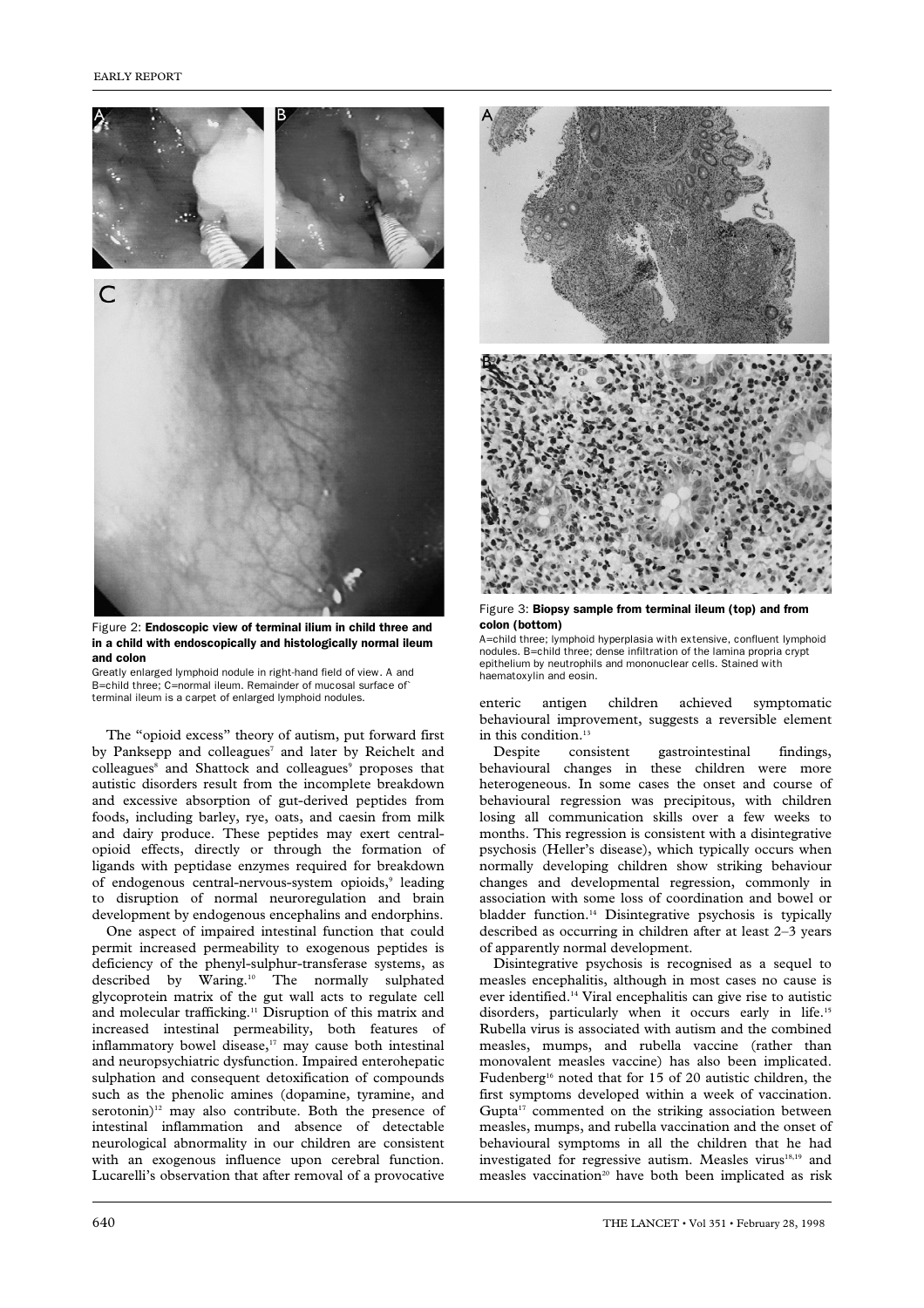Figure 2: **Endoscopic view of terminal ilium in child three and in a child with endoscopically and histologically normal ileum and colon**

Greatly enlarged lymphoid nodule in right-hand field of view. A and B=child three; C=normal ileum. Remainder of mucosal surface of terminal ileum is a carpet of enlarged lymphoid nodules.

Figure 3: **Biopsy sample from terminal ileum (top) and from colon (bottom)**

A=child three; lymphoid hyperplasia with extensive, confluent lymphoid nodules. B=child three; dense infiltration of the lamina propria crypt epithelium by neutrophils and mononuclear cells. Stained with haematoxylin and eosin.

The "opioid excess" theory of autism, put forward first by Panksepp and colleagues[7] and later by Reichelt and colleagues[8] and Shattock and colleagues[9] proposes that autistic disorders result from the incomplete breakdown and excessive absorption of gut-derived peptides from foods, including barley, rye, oats, and caesin from milk and dairy produce. These peptides may exert central-opioid effects, directly or through the formation of ligands with peptidase enzymes required for breakdown of endogenous central-nervous-system opioids,[9] leading to disruption of normal neuroregulation and brain development by endogenous encephalins and endorphins.

One aspect of impaired intestinal function that could permit increased permeability to exogenous peptides is deficiency of the phenyl-sulphur-transferase systems, as described by Waring.[10] The normally sulphated glycoprotein matrix of the gut wall acts to regulate cell and molecular trafficking.[11] Disruption of this matrix and increased intestinal permeability, both features of inflammatory bowel disease,[17] may cause both intestinal and neuropsychiatric dysfunction. Impaired enterohepatic sulphation and consequent detoxification of compounds such as the phenolic amines (dopamine, tyramine, and serotonin)[12] may also contribute. Both the presence of intestinal inflammation and absence of detectable neurological abnormality in our children are consistent with an exogenous influence upon cerebral function. Lucarelli's observation that after removal of a provocative enteric antigen children achieved symptomatic behavioural improvement, suggests a reversible element in this condition.[13]

Despite consistent gastrointestinal findings, behavioural changes in these children were more heterogeneous. In some cases the onset and course of behavioural regression was precipitous, with children losing all communication skills over a few weeks to months. This regression is consistent with a disintegrative psychosis (Heller's disease), which typically occurs when normally developing children show striking behaviour changes and developmental regression, commonly in association with some loss of coordination and bowel or bladder function.[14] Disintegrative psychosis is typically described as occurring in children after at least 2–3 years of apparently normal development.

Disintegrative psychosis is recognised as a sequel to measles encephalitis, although in most cases no cause is ever identified.[14] Viral encephalitis can give rise to autistic disorders, particularly when it occurs early in life.[15] Rubella virus is associated with autism and the combined measles, mumps, and rubella vaccine (rather than monovalent measles vaccine) has also been implicated. Fudenberg[16] noted that for 15 of 20 autistic children, the first symptoms developed within a week of vaccination. Gupta[17] commented on the striking association between measles, mumps, and rubella vaccination and the onset of behavioural symptoms in all the children that he had investigated for regressive autism. Measles virus[18,19] and measles vaccination[20] have both been implicated as risk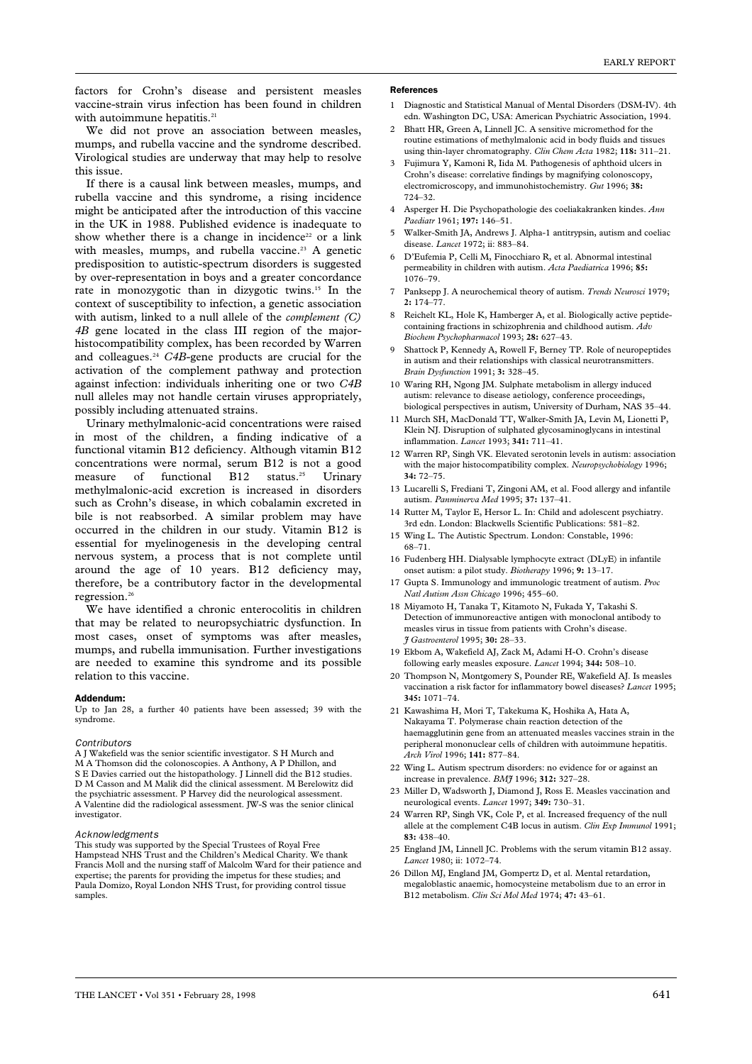factors for Crohn's disease and persistent measles vaccine-strain virus infection has been found in children with autoimmune hepatitis.[21]

We did not prove an association between measles, mumps, and rubella vaccine and the syndrome described. Virological studies are underway that may help to resolve this issue.

If there is a causal link between measles, mumps, and rubella vaccine and this syndrome, a rising incidence might be anticipated after the introduction of this vaccine in the UK in 1988. Published evidence is inadequate to show whether there is a change in incidence[22] or a link with measles, mumps, and rubella vaccine.[23] A genetic predisposition to autistic-spectrum disorders is suggested by over-representation in boys and a greater concordance rate in monozygotic than in dizygotic twins.[15] In the context of susceptibility to infection, a genetic association with autism, linked to a null allele of the *complement (C) 4B* gene located in the class III region of the major-histocompatibility complex, has been recorded by Warren and colleagues.[24] *C4B*-gene products are crucial for the activation of the complement pathway and protection against infection: individuals inheriting one or two *C4B* null alleles may not handle certain viruses appropriately, possibly including attenuated strains.

Urinary methylmalonic-acid concentrations were raised in most of the children, a finding indicative of a functional vitamin B12 deficiency. Although vitamin B12 concentrations were normal, serum B12 is not a good measure of functional B12 status.[25] Urinary methylmalonic-acid excretion is increased in disorders such as Crohn's disease, in which cobalamin excreted in bile is not reabsorbed. A similar problem may have occurred in the children in our study. Vitamin B12 is essential for myelinogenesis in the developing central nervous system, a process that is not complete until around the age of 10 years. B12 deficiency may, therefore, be a contributory factor in the developmental regression.[26]

We have identified a chronic enterocolitis in children that may be related to neuropsychiatric dysfunction. In most cases, onset of symptoms was after measles, mumps, and rubella immunisation. Further investigations are needed to examine this syndrome and its possible relation to this vaccine.

**Addendum:**

Up to Jan 28, a further 40 patients have been assessed; 39 with the syndrome.

*Contributors*

A J Wakefield was the senior scientific investigator. S H Murch and M A Thomson did the colonoscopies. A Anthony, A P Dhillon, and S E Davies carried out the histopathology. J Linnell did the B12 studies. D M Casson and M Malik did the clinical assessment. M Berelowitz did the psychiatric assessment. P Harvey did the neurological assessment. A Valentine did the radiological assessment. JW-S was the senior clinical investigator.

*Acknowledgments*

This study was supported by the Special Trustees of Royal Free Hampstead NHS Trust and the Children's Medical Charity. We thank Francis Moll and the nursing staff of Malcolm Ward for their patience and expertise; the parents for providing the impetus for these studies; and Paula Domizo, Royal London NHS Trust, for providing control tissue samples.

## References

1. Diagnostic and Statistical Manual of Mental Disorders (DSM-IV). 4th edn. Washington DC, USA: American Psychiatric Association, 1994.
2. Bhatt HR, Green A, Linnell JC. A sensitive micromethod for the routine estimations of methylmalonic acid in body fluids and tissues using thin-layer chromatography. *Clin Chem Acta* 1982; **118:** 311–21.
3. Fujimura Y, Kamoni R, Iida M. Pathogenesis of aphthoid ulcers in Crohn's disease: correlative findings by magnifying colonoscopy, electromicroscopy, and immunohistochemistry. *Gut* 1996; **38:** 724–32.
4. Asperger H. Die Psychopathologie des coeliakakranken kindes. *Ann Paediatr* 1961; **197:** 146–51.
5. Walker-Smith JA, Andrews J. Alpha-1 antitrypsin, autism and coeliac disease. *Lancet* 1972; ii: 883–84.
6. D'Eufemia P, Celli M, Finocchiaro R, et al. Abnormal intestinal permeability in children with autism. *Acta Paediatrica* 1996; **85:** 1076–79.
7. Panksepp J. A neurochemical theory of autism. *Trends Neurosci* 1979; **2:** 174–77.
8. Reichelt KL, Hole K, Hamberger A, et al. Biologically active peptide-containing fractions in schizophrenia and childhood autism. *Adv Biochem Psychopharmacol* 1993; **28:** 627–43.
9. Shattock P, Kennedy A, Rowell F, Berney TP. Role of neuropeptides in autism and their relationships with classical neurotransmitters. *Brain Dysfunction* 1991; **3:** 328–45.
10. Waring RH, Ngong JM. Sulphate metabolism in allergy induced autism: relevance to disease aetiology, conference proceedings, biological perspectives in autism, University of Durham, NAS 35–44.
11. Murch SH, MacDonald TT, Walker-Smith JA, Levin M, Lionetti P, Klein NJ. Disruption of sulphated glycosaminoglycans in intestinal inflammation. *Lancet* 1993; **341:** 711–41.
12. Warren RP, Singh VK. Elevated serotonin levels in autism: association with the major histocompatibility complex. *Neuropsychobiology* 1996; **34:** 72–75.
13. Lucarelli S, Frediani T, Zingoni AM, et al. Food allergy and infantile autism. *Panminerva Med* 1995; **37:** 137–41.
14. Rutter M, Taylor E, Hersor L. In: Child and adolescent psychiatry. 3rd edn. London: Blackwells Scientific Publications: 581–82.
15. Wing L. The Autistic Spectrum. London: Constable, 1996: 68–71.
16. Fudenberg HH. Dialysable lymphocyte extract (DLyE) in infantile onset autism: a pilot study. *Biotherapy* 1996; **9:** 13–17.
17. Gupta S. Immunology and immunologic treatment of autism. *Proc Natl Autism Assn Chicago* 1996; 455–60.
18. Miyamoto H, Tanaka T, Kitamoto N, Fukada Y, Takashi S. Detection of immunoreactive antigen with monoclonal antibody to measles virus in tissue from patients with Crohn's disease. *J Gastroenterol* 1995; **30:** 28–33.
19. Ekbom A, Wakefield AJ, Zack M, Adami H-O. Crohn's disease following early measles exposure. *Lancet* 1994; **344:** 508–10.
20. Thompson N, Montgomery S, Pounder RE, Wakefield AJ. Is measles vaccination a risk factor for inflammatory bowel diseases? *Lancet* 1995; **345:** 1071–74.
21. Kawashima H, Mori T, Takekuma K, Hoshika A, Hata A, Nakayama T. Polymerase chain reaction detection of the haemagglutinin gene from an attenuated measles vaccines strain in the peripheral mononuclear cells of children with autoimmune hepatitis. *Arch Virol* 1996; **141:** 877–84.
22. Wing L. Autism spectrum disorders: no evidence for or against an increase in prevalence. *BMJ* 1996; **312:** 327–28.
23. Miller D, Wadsworth J, Diamond J, Ross E. Measles vaccination and neurological events. *Lancet* 1997; **349:** 730–31.
24. Warren RP, Singh VK, Cole P, et al. Increased frequency of the null allele at the complement C4B locus in autism. *Clin Exp Immunol* 1991; **83:** 438–40.
25. England JM, Linnell JC. Problems with the serum vitamin B12 assay. *Lancet* 1980; ii: 1072–74.
26. Dillon MJ, England JM, Gompertz D, et al. Mental retardation, megaloblastic anaemic, homocysteine metabolism due to an error in B12 metabolism. *Clin Sci Mol Med* 1974; **47:** 43–61.